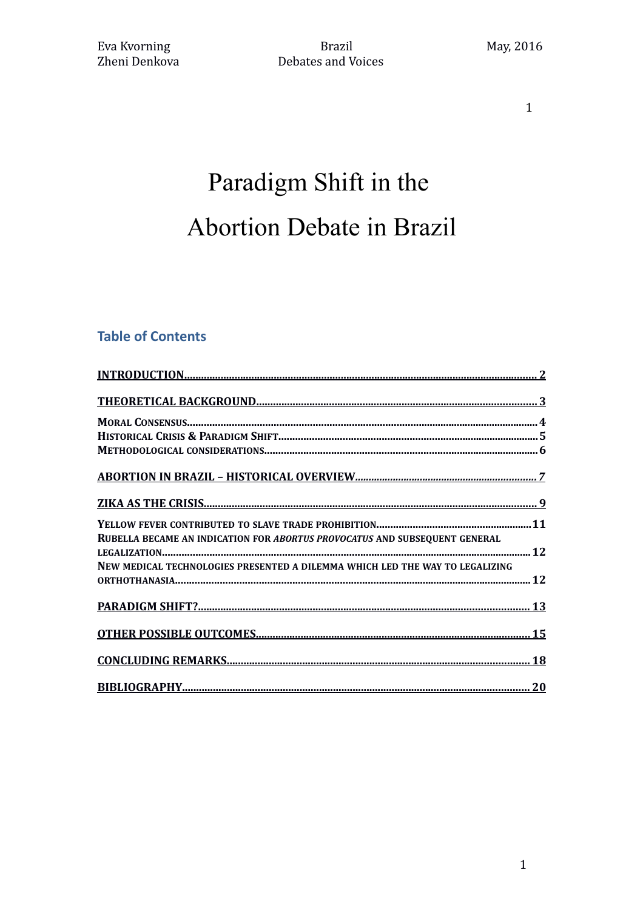Eva Kvorning
Zheni Denkova

Brazil
Debates and Voices

May, 2016

# Paradigm Shift in the Abortion Debate in Brazil

## Table of Contents

- INTRODUCTION ........ 2
- THEORETICAL BACKGROUND ........ 3
  - MORAL CONSENSUS ........ 4
  - HISTORICAL CRISIS & PARADIGM SHIFT ........ 5
  - METHODOLOGICAL CONSIDERATIONS ........ 6
- ABORTION IN BRAZIL – HISTORICAL OVERVIEW ........ 7
- ZIKA AS THE CRISIS ........ 9
  - YELLOW FEVER CONTRIBUTED TO SLAVE TRADE PROHIBITION ........ 11
  - RUBELLA BECAME AN INDICATION FOR *ABORTUS PROVOCATUS* AND SUBSEQUENT GENERAL LEGALIZATION ........ 12
  - NEW MEDICAL TECHNOLOGIES PRESENTED A DILEMMA WHICH LED THE WAY TO LEGALIZING ORTHOTHANASIA ........ 12
- PARADIGM SHIFT? ........ 13
- OTHER POSSIBLE OUTCOMES ........ 15
- CONCLUDING REMARKS ........ 18
- BIBLIOGRAPHY ........ 20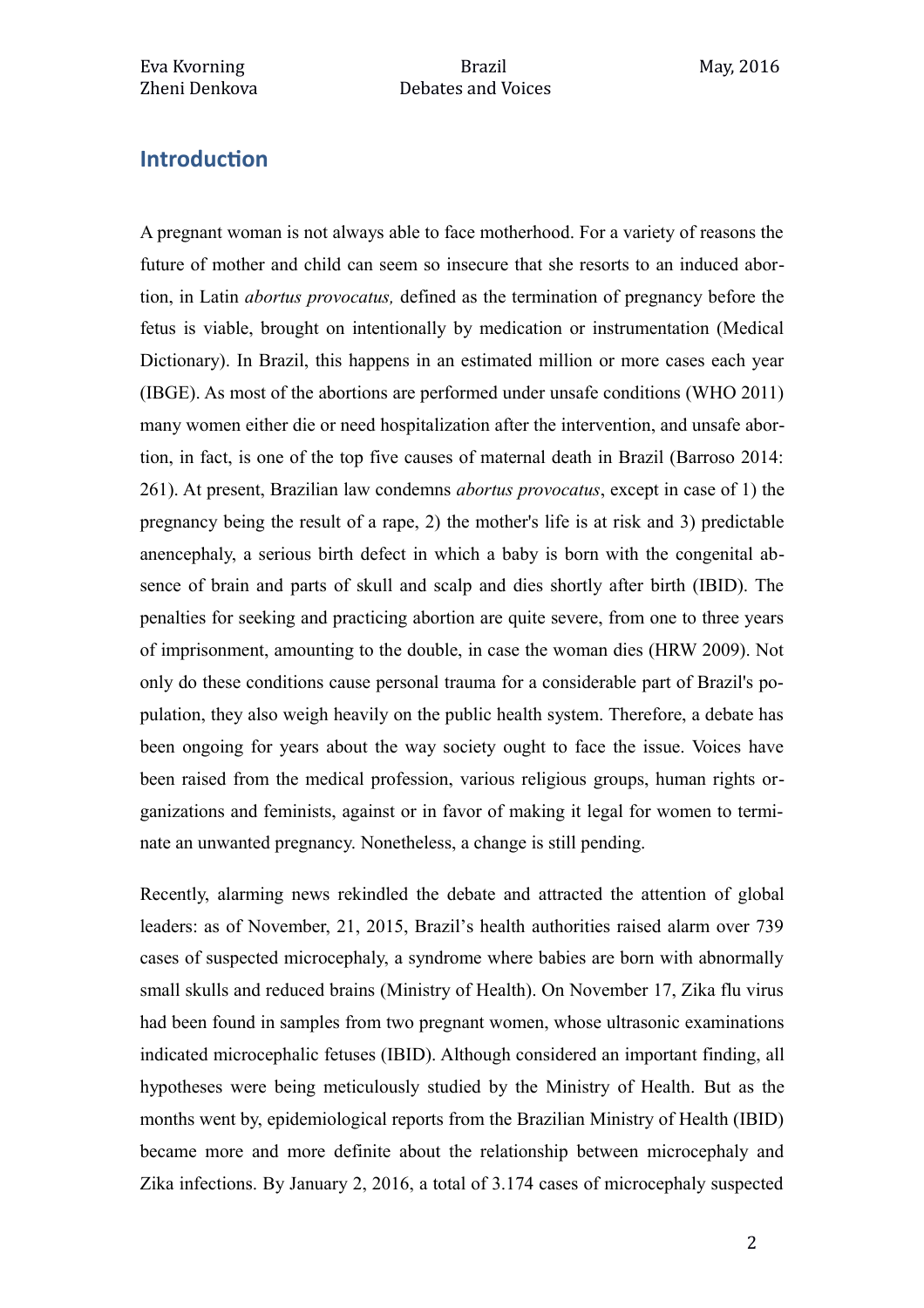## Introduction

A pregnant woman is not always able to face motherhood. For a variety of reasons the future of mother and child can seem so insecure that she resorts to an induced abortion, in Latin *abortus provocatus,* defined as the termination of pregnancy before the fetus is viable, brought on intentionally by medication or instrumentation (Medical Dictionary). In Brazil, this happens in an estimated million or more cases each year (IBGE). As most of the abortions are performed under unsafe conditions (WHO 2011) many women either die or need hospitalization after the intervention, and unsafe abortion, in fact, is one of the top five causes of maternal death in Brazil (Barroso 2014: 261). At present, Brazilian law condemns *abortus provocatus*, except in case of 1) the pregnancy being the result of a rape, 2) the mother's life is at risk and 3) predictable anencephaly, a serious birth defect in which a baby is born with the congenital absence of brain and parts of skull and scalp and dies shortly after birth (IBID). The penalties for seeking and practicing abortion are quite severe, from one to three years of imprisonment, amounting to the double, in case the woman dies (HRW 2009). Not only do these conditions cause personal trauma for a considerable part of Brazil's population, they also weigh heavily on the public health system. Therefore, a debate has been ongoing for years about the way society ought to face the issue. Voices have been raised from the medical profession, various religious groups, human rights organizations and feminists, against or in favor of making it legal for women to terminate an unwanted pregnancy. Nonetheless, a change is still pending.

Recently, alarming news rekindled the debate and attracted the attention of global leaders: as of November, 21, 2015, Brazil's health authorities raised alarm over 739 cases of suspected microcephaly, a syndrome where babies are born with abnormally small skulls and reduced brains (Ministry of Health). On November 17, Zika flu virus had been found in samples from two pregnant women, whose ultrasonic examinations indicated microcephalic fetuses (IBID). Although considered an important finding, all hypotheses were being meticulously studied by the Ministry of Health. But as the months went by, epidemiological reports from the Brazilian Ministry of Health (IBID) became more and more definite about the relationship between microcephaly and Zika infections. By January 2, 2016, a total of 3.174 cases of microcephaly suspected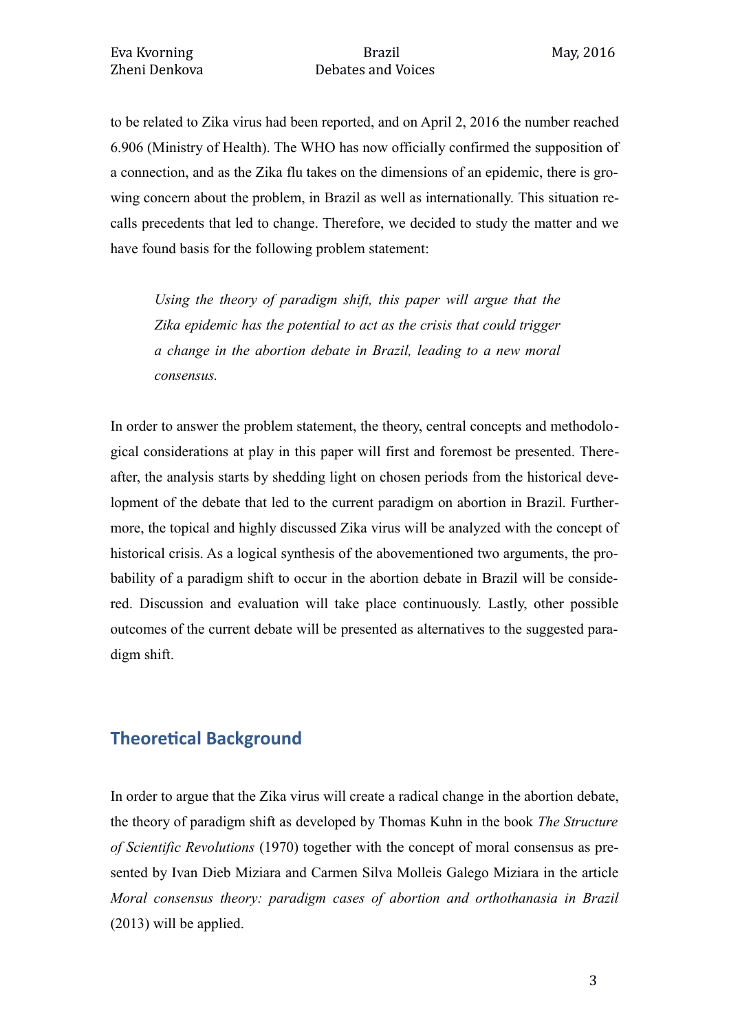to be related to Zika virus had been reported, and on April 2, 2016 the number reached 6.906 (Ministry of Health). The WHO has now officially confirmed the supposition of a connection, and as the Zika flu takes on the dimensions of an epidemic, there is growing concern about the problem, in Brazil as well as internationally. This situation recalls precedents that led to change. Therefore, we decided to study the matter and we have found basis for the following problem statement:

> *Using the theory of paradigm shift, this paper will argue that the Zika epidemic has the potential to act as the crisis that could trigger a change in the abortion debate in Brazil, leading to a new moral consensus.*

In order to answer the problem statement, the theory, central concepts and methodological considerations at play in this paper will first and foremost be presented. Thereafter, the analysis starts by shedding light on chosen periods from the historical development of the debate that led to the current paradigm on abortion in Brazil. Furthermore, the topical and highly discussed Zika virus will be analyzed with the concept of historical crisis. As a logical synthesis of the abovementioned two arguments, the probability of a paradigm shift to occur in the abortion debate in Brazil will be considered. Discussion and evaluation will take place continuously. Lastly, other possible outcomes of the current debate will be presented as alternatives to the suggested paradigm shift.

## Theoretical Background

In order to argue that the Zika virus will create a radical change in the abortion debate, the theory of paradigm shift as developed by Thomas Kuhn in the book *The Structure of Scientific Revolutions* (1970) together with the concept of moral consensus as presented by Ivan Dieb Miziara and Carmen Silva Molleis Galego Miziara in the article *Moral consensus theory: paradigm cases of abortion and orthothanasia in Brazil* (2013) will be applied.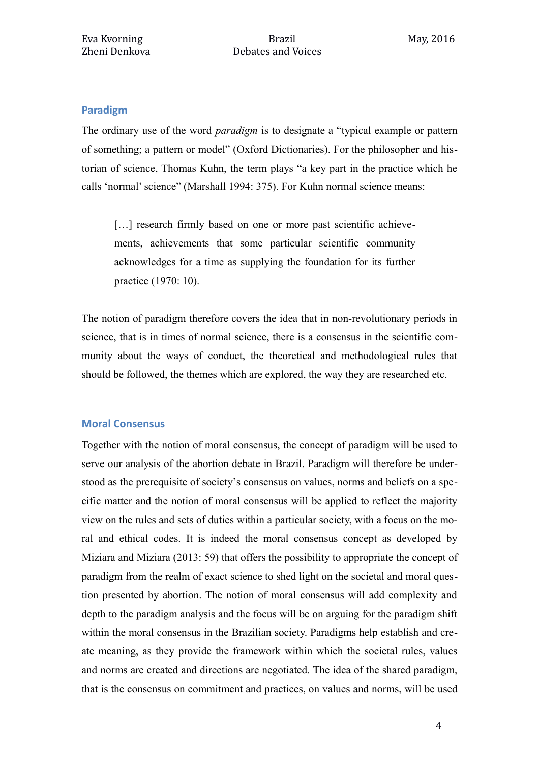## Paradigm

The ordinary use of the word *paradigm* is to designate a "typical example or pattern of something; a pattern or model" (Oxford Dictionaries). For the philosopher and historian of science, Thomas Kuhn, the term plays "a key part in the practice which he calls 'normal' science" (Marshall 1994: 375). For Kuhn normal science means:

> […] research firmly based on one or more past scientific achievements, achievements that some particular scientific community acknowledges for a time as supplying the foundation for its further practice (1970: 10).

The notion of paradigm therefore covers the idea that in non-revolutionary periods in science, that is in times of normal science, there is a consensus in the scientific community about the ways of conduct, the theoretical and methodological rules that should be followed, the themes which are explored, the way they are researched etc.

## Moral Consensus

Together with the notion of moral consensus, the concept of paradigm will be used to serve our analysis of the abortion debate in Brazil. Paradigm will therefore be understood as the prerequisite of society's consensus on values, norms and beliefs on a specific matter and the notion of moral consensus will be applied to reflect the majority view on the rules and sets of duties within a particular society, with a focus on the moral and ethical codes. It is indeed the moral consensus concept as developed by Miziara and Miziara (2013: 59) that offers the possibility to appropriate the concept of paradigm from the realm of exact science to shed light on the societal and moral question presented by abortion. The notion of moral consensus will add complexity and depth to the paradigm analysis and the focus will be on arguing for the paradigm shift within the moral consensus in the Brazilian society. Paradigms help establish and create meaning, as they provide the framework within which the societal rules, values and norms are created and directions are negotiated. The idea of the shared paradigm, that is the consensus on commitment and practices, on values and norms, will be used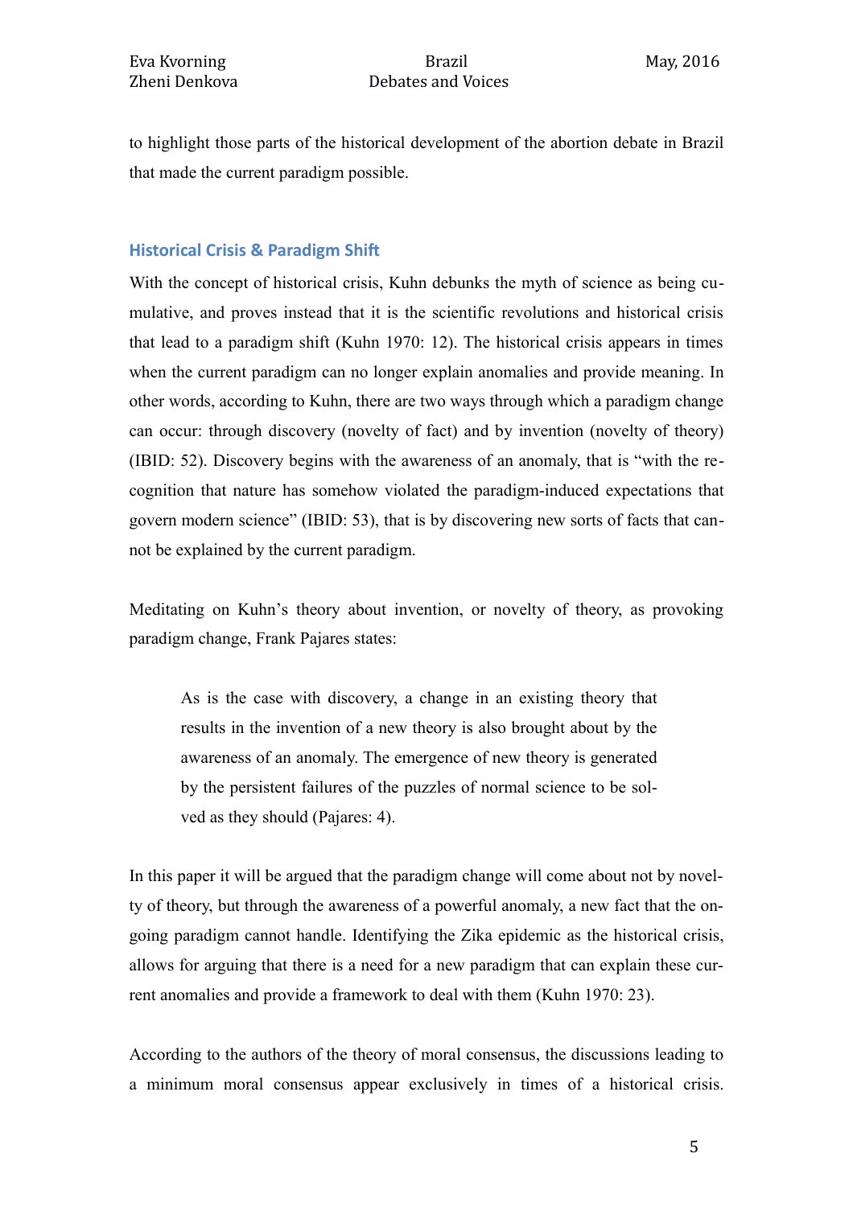to highlight those parts of the historical development of the abortion debate in Brazil that made the current paradigm possible.

### Historical Crisis & Paradigm Shift

With the concept of historical crisis, Kuhn debunks the myth of science as being cumulative, and proves instead that it is the scientific revolutions and historical crisis that lead to a paradigm shift (Kuhn 1970: 12). The historical crisis appears in times when the current paradigm can no longer explain anomalies and provide meaning. In other words, according to Kuhn, there are two ways through which a paradigm change can occur: through discovery (novelty of fact) and by invention (novelty of theory) (IBID: 52). Discovery begins with the awareness of an anomaly, that is "with the recognition that nature has somehow violated the paradigm-induced expectations that govern modern science" (IBID: 53), that is by discovering new sorts of facts that cannot be explained by the current paradigm.

Meditating on Kuhn's theory about invention, or novelty of theory, as provoking paradigm change, Frank Pajares states:

> As is the case with discovery, a change in an existing theory that results in the invention of a new theory is also brought about by the awareness of an anomaly. The emergence of new theory is generated by the persistent failures of the puzzles of normal science to be solved as they should (Pajares: 4).

In this paper it will be argued that the paradigm change will come about not by novelty of theory, but through the awareness of a powerful anomaly, a new fact that the ongoing paradigm cannot handle. Identifying the Zika epidemic as the historical crisis, allows for arguing that there is a need for a new paradigm that can explain these current anomalies and provide a framework to deal with them (Kuhn 1970: 23).

According to the authors of the theory of moral consensus, the discussions leading to a minimum moral consensus appear exclusively in times of a historical crisis.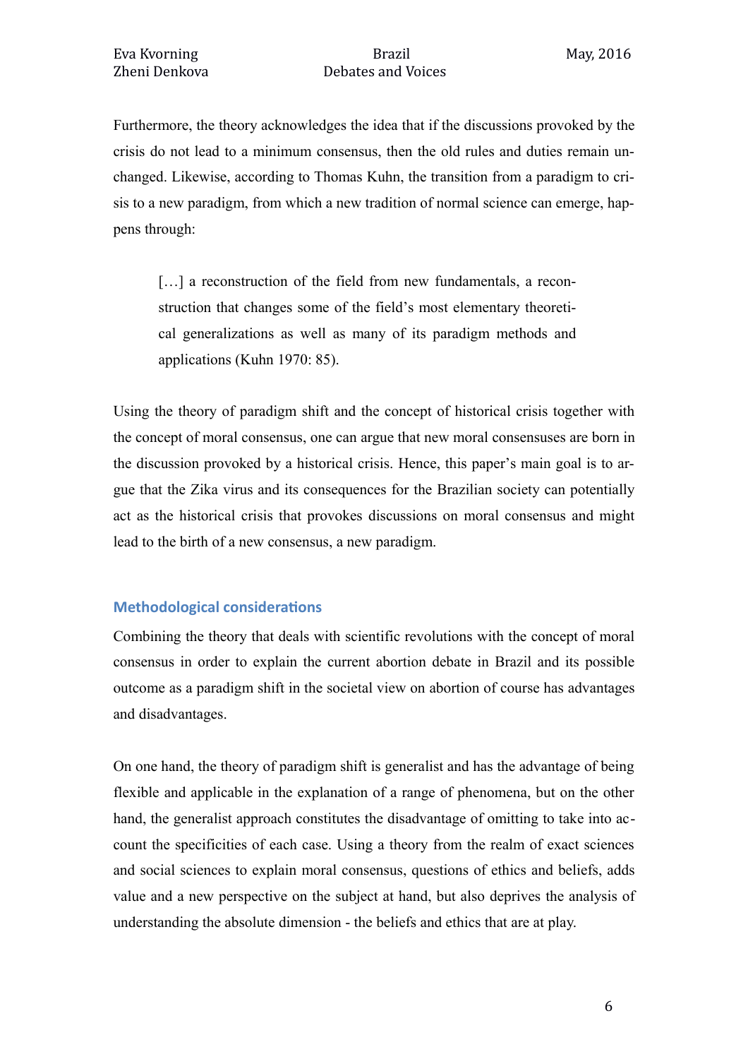Furthermore, the theory acknowledges the idea that if the discussions provoked by the crisis do not lead to a minimum consensus, then the old rules and duties remain unchanged. Likewise, according to Thomas Kuhn, the transition from a paradigm to crisis to a new paradigm, from which a new tradition of normal science can emerge, happens through:

> […] a reconstruction of the field from new fundamentals, a reconstruction that changes some of the field's most elementary theoretical generalizations as well as many of its paradigm methods and applications (Kuhn 1970: 85).

Using the theory of paradigm shift and the concept of historical crisis together with the concept of moral consensus, one can argue that new moral consensuses are born in the discussion provoked by a historical crisis. Hence, this paper's main goal is to argue that the Zika virus and its consequences for the Brazilian society can potentially act as the historical crisis that provokes discussions on moral consensus and might lead to the birth of a new consensus, a new paradigm.

## Methodological considerations

Combining the theory that deals with scientific revolutions with the concept of moral consensus in order to explain the current abortion debate in Brazil and its possible outcome as a paradigm shift in the societal view on abortion of course has advantages and disadvantages.

On one hand, the theory of paradigm shift is generalist and has the advantage of being flexible and applicable in the explanation of a range of phenomena, but on the other hand, the generalist approach constitutes the disadvantage of omitting to take into account the specificities of each case. Using a theory from the realm of exact sciences and social sciences to explain moral consensus, questions of ethics and beliefs, adds value and a new perspective on the subject at hand, but also deprives the analysis of understanding the absolute dimension - the beliefs and ethics that are at play.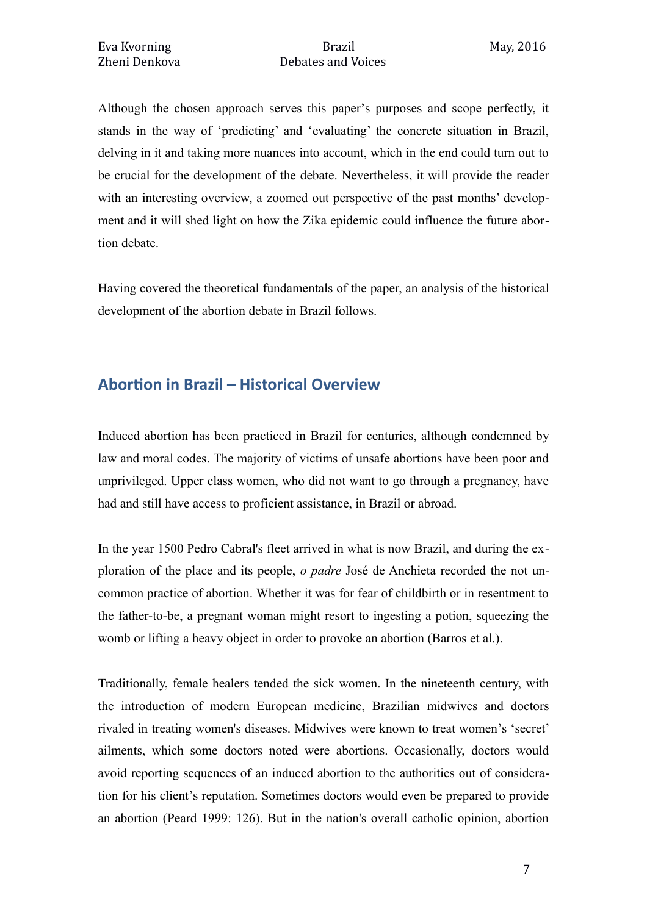Although the chosen approach serves this paper's purposes and scope perfectly, it stands in the way of 'predicting' and 'evaluating' the concrete situation in Brazil, delving in it and taking more nuances into account, which in the end could turn out to be crucial for the development of the debate. Nevertheless, it will provide the reader with an interesting overview, a zoomed out perspective of the past months' development and it will shed light on how the Zika epidemic could influence the future abortion debate.

Having covered the theoretical fundamentals of the paper, an analysis of the historical development of the abortion debate in Brazil follows.

## Abortion in Brazil – Historical Overview

Induced abortion has been practiced in Brazil for centuries, although condemned by law and moral codes. The majority of victims of unsafe abortions have been poor and unprivileged. Upper class women, who did not want to go through a pregnancy, have had and still have access to proficient assistance, in Brazil or abroad.

In the year 1500 Pedro Cabral's fleet arrived in what is now Brazil, and during the exploration of the place and its people, *o padre* José de Anchieta recorded the not uncommon practice of abortion. Whether it was for fear of childbirth or in resentment to the father-to-be, a pregnant woman might resort to ingesting a potion, squeezing the womb or lifting a heavy object in order to provoke an abortion (Barros et al.).

Traditionally, female healers tended the sick women. In the nineteenth century, with the introduction of modern European medicine, Brazilian midwives and doctors rivaled in treating women's diseases. Midwives were known to treat women's 'secret' ailments, which some doctors noted were abortions. Occasionally, doctors would avoid reporting sequences of an induced abortion to the authorities out of consideration for his client's reputation. Sometimes doctors would even be prepared to provide an abortion (Peard 1999: 126). But in the nation's overall catholic opinion, abortion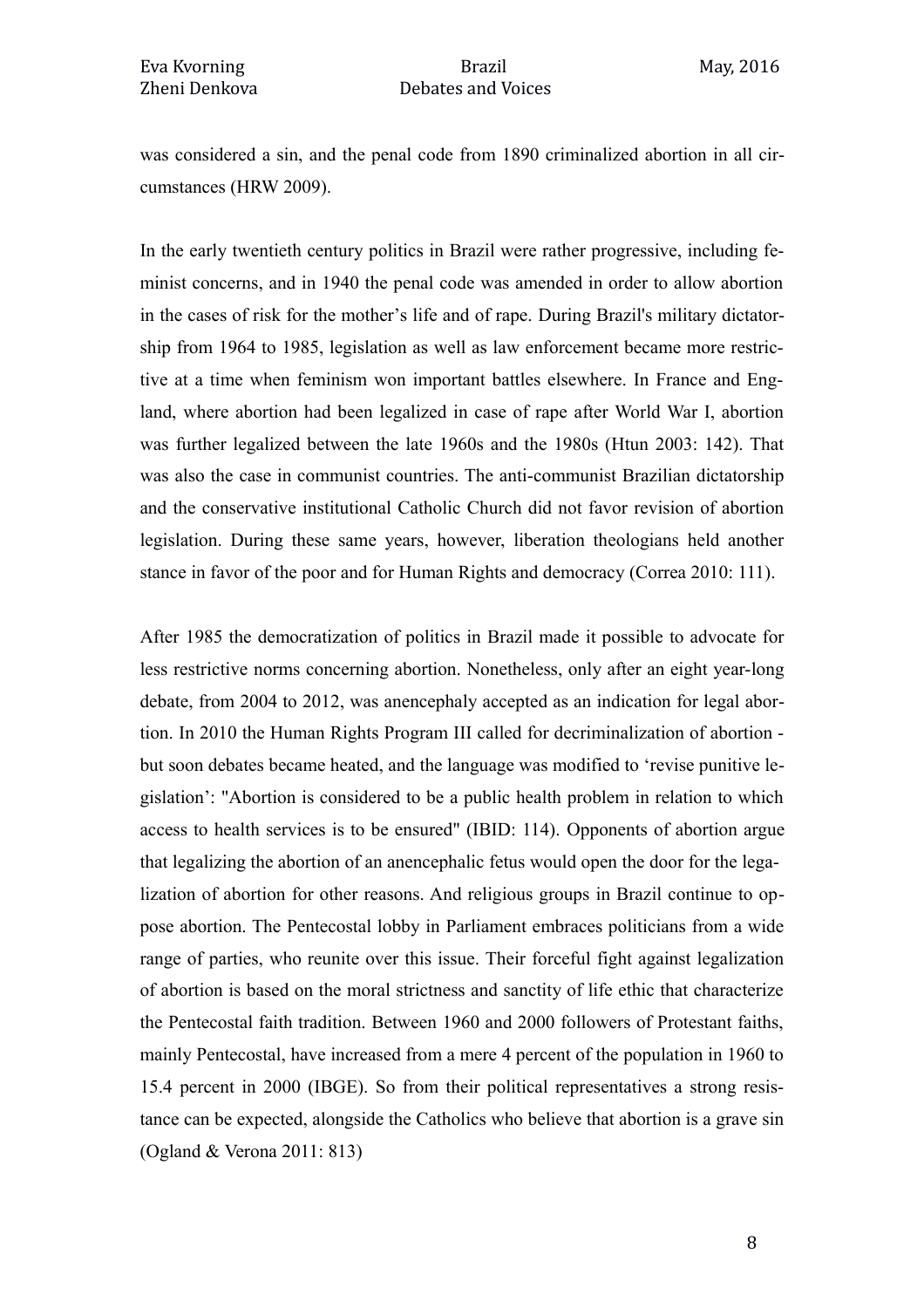was considered a sin, and the penal code from 1890 criminalized abortion in all circumstances (HRW 2009).

In the early twentieth century politics in Brazil were rather progressive, including feminist concerns, and in 1940 the penal code was amended in order to allow abortion in the cases of risk for the mother's life and of rape. During Brazil's military dictatorship from 1964 to 1985, legislation as well as law enforcement became more restrictive at a time when feminism won important battles elsewhere. In France and England, where abortion had been legalized in case of rape after World War I, abortion was further legalized between the late 1960s and the 1980s (Htun 2003: 142). That was also the case in communist countries. The anti-communist Brazilian dictatorship and the conservative institutional Catholic Church did not favor revision of abortion legislation. During these same years, however, liberation theologians held another stance in favor of the poor and for Human Rights and democracy (Correa 2010: 111).

After 1985 the democratization of politics in Brazil made it possible to advocate for less restrictive norms concerning abortion. Nonetheless, only after an eight year-long debate, from 2004 to 2012, was anencephaly accepted as an indication for legal abortion. In 2010 the Human Rights Program III called for decriminalization of abortion - but soon debates became heated, and the language was modified to 'revise punitive legislation': "Abortion is considered to be a public health problem in relation to which access to health services is to be ensured" (IBID: 114). Opponents of abortion argue that legalizing the abortion of an anencephalic fetus would open the door for the legalization of abortion for other reasons. And religious groups in Brazil continue to oppose abortion. The Pentecostal lobby in Parliament embraces politicians from a wide range of parties, who reunite over this issue. Their forceful fight against legalization of abortion is based on the moral strictness and sanctity of life ethic that characterize the Pentecostal faith tradition. Between 1960 and 2000 followers of Protestant faiths, mainly Pentecostal, have increased from a mere 4 percent of the population in 1960 to 15.4 percent in 2000 (IBGE). So from their political representatives a strong resistance can be expected, alongside the Catholics who believe that abortion is a grave sin (Ogland & Verona 2011: 813)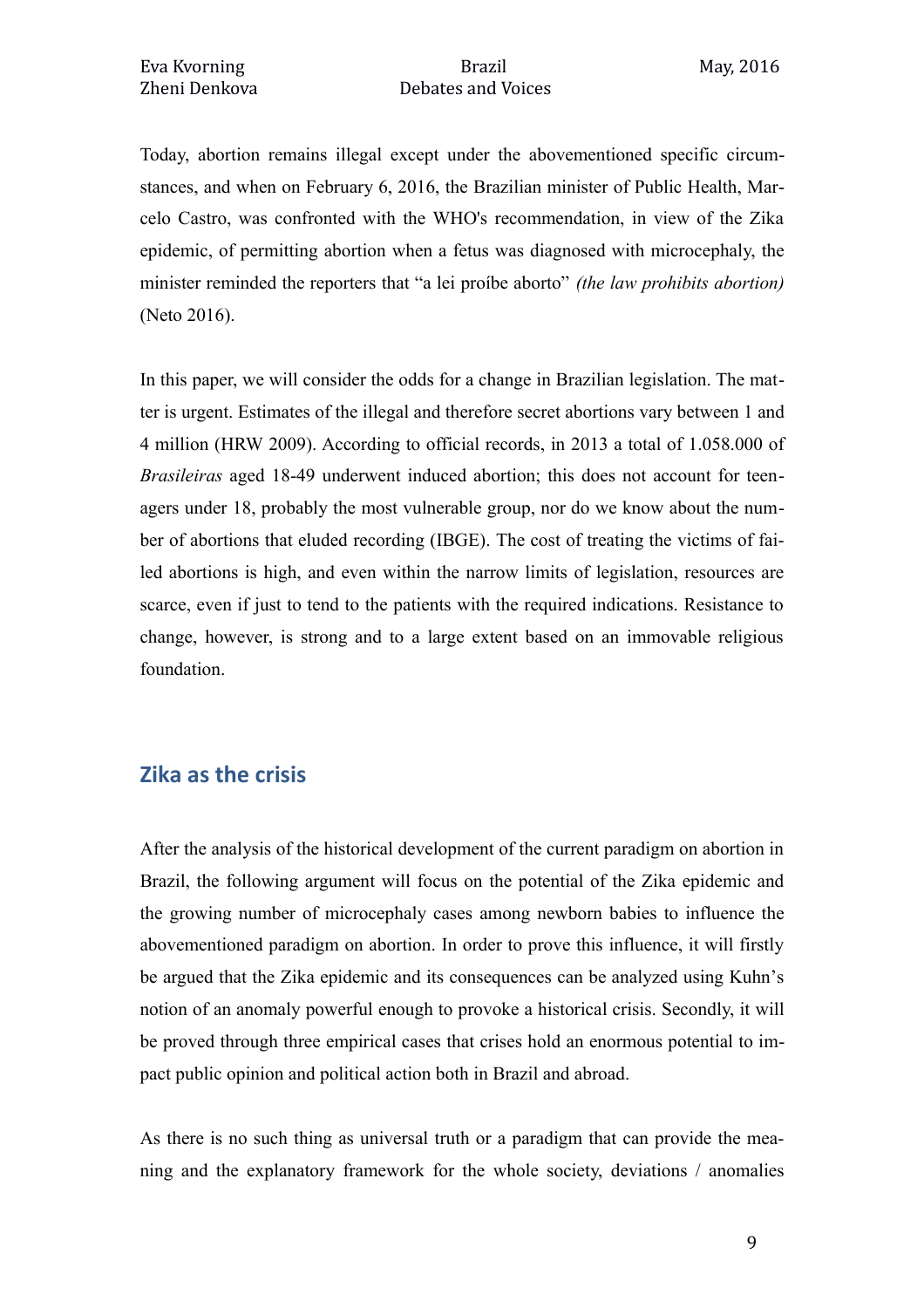Today, abortion remains illegal except under the abovementioned specific circumstances, and when on February 6, 2016, the Brazilian minister of Public Health, Marcelo Castro, was confronted with the WHO's recommendation, in view of the Zika epidemic, of permitting abortion when a fetus was diagnosed with microcephaly, the minister reminded the reporters that "a lei proíbe aborto" *(the law prohibits abortion)* (Neto 2016).

In this paper, we will consider the odds for a change in Brazilian legislation. The matter is urgent. Estimates of the illegal and therefore secret abortions vary between 1 and 4 million (HRW 2009). According to official records, in 2013 a total of 1.058.000 of *Brasileiras* aged 18-49 underwent induced abortion; this does not account for teenagers under 18, probably the most vulnerable group, nor do we know about the number of abortions that eluded recording (IBGE). The cost of treating the victims of failed abortions is high, and even within the narrow limits of legislation, resources are scarce, even if just to tend to the patients with the required indications. Resistance to change, however, is strong and to a large extent based on an immovable religious foundation.

## Zika as the crisis

After the analysis of the historical development of the current paradigm on abortion in Brazil, the following argument will focus on the potential of the Zika epidemic and the growing number of microcephaly cases among newborn babies to influence the abovementioned paradigm on abortion. In order to prove this influence, it will firstly be argued that the Zika epidemic and its consequences can be analyzed using Kuhn's notion of an anomaly powerful enough to provoke a historical crisis. Secondly, it will be proved through three empirical cases that crises hold an enormous potential to impact public opinion and political action both in Brazil and abroad.

As there is no such thing as universal truth or a paradigm that can provide the meaning and the explanatory framework for the whole society, deviations / anomalies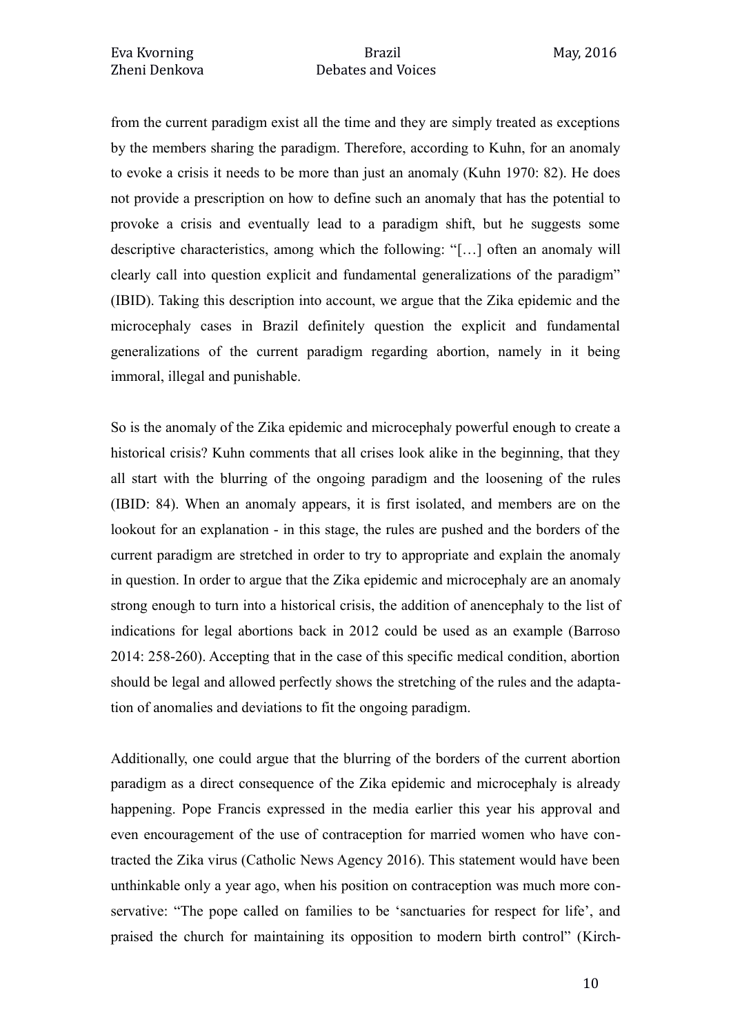from the current paradigm exist all the time and they are simply treated as exceptions by the members sharing the paradigm. Therefore, according to Kuhn, for an anomaly to evoke a crisis it needs to be more than just an anomaly (Kuhn 1970: 82). He does not provide a prescription on how to define such an anomaly that has the potential to provoke a crisis and eventually lead to a paradigm shift, but he suggests some descriptive characteristics, among which the following: "[…] often an anomaly will clearly call into question explicit and fundamental generalizations of the paradigm" (IBID). Taking this description into account, we argue that the Zika epidemic and the microcephaly cases in Brazil definitely question the explicit and fundamental generalizations of the current paradigm regarding abortion, namely in it being immoral, illegal and punishable.

So is the anomaly of the Zika epidemic and microcephaly powerful enough to create a historical crisis? Kuhn comments that all crises look alike in the beginning, that they all start with the blurring of the ongoing paradigm and the loosening of the rules (IBID: 84). When an anomaly appears, it is first isolated, and members are on the lookout for an explanation - in this stage, the rules are pushed and the borders of the current paradigm are stretched in order to try to appropriate and explain the anomaly in question. In order to argue that the Zika epidemic and microcephaly are an anomaly strong enough to turn into a historical crisis, the addition of anencephaly to the list of indications for legal abortions back in 2012 could be used as an example (Barroso 2014: 258-260). Accepting that in the case of this specific medical condition, abortion should be legal and allowed perfectly shows the stretching of the rules and the adaptation of anomalies and deviations to fit the ongoing paradigm.

Additionally, one could argue that the blurring of the borders of the current abortion paradigm as a direct consequence of the Zika epidemic and microcephaly is already happening. Pope Francis expressed in the media earlier this year his approval and even encouragement of the use of contraception for married women who have contracted the Zika virus (Catholic News Agency 2016). This statement would have been unthinkable only a year ago, when his position on contraception was much more conservative: "The pope called on families to be 'sanctuaries for respect for life', and praised the church for maintaining its opposition to modern birth control" (Kirch-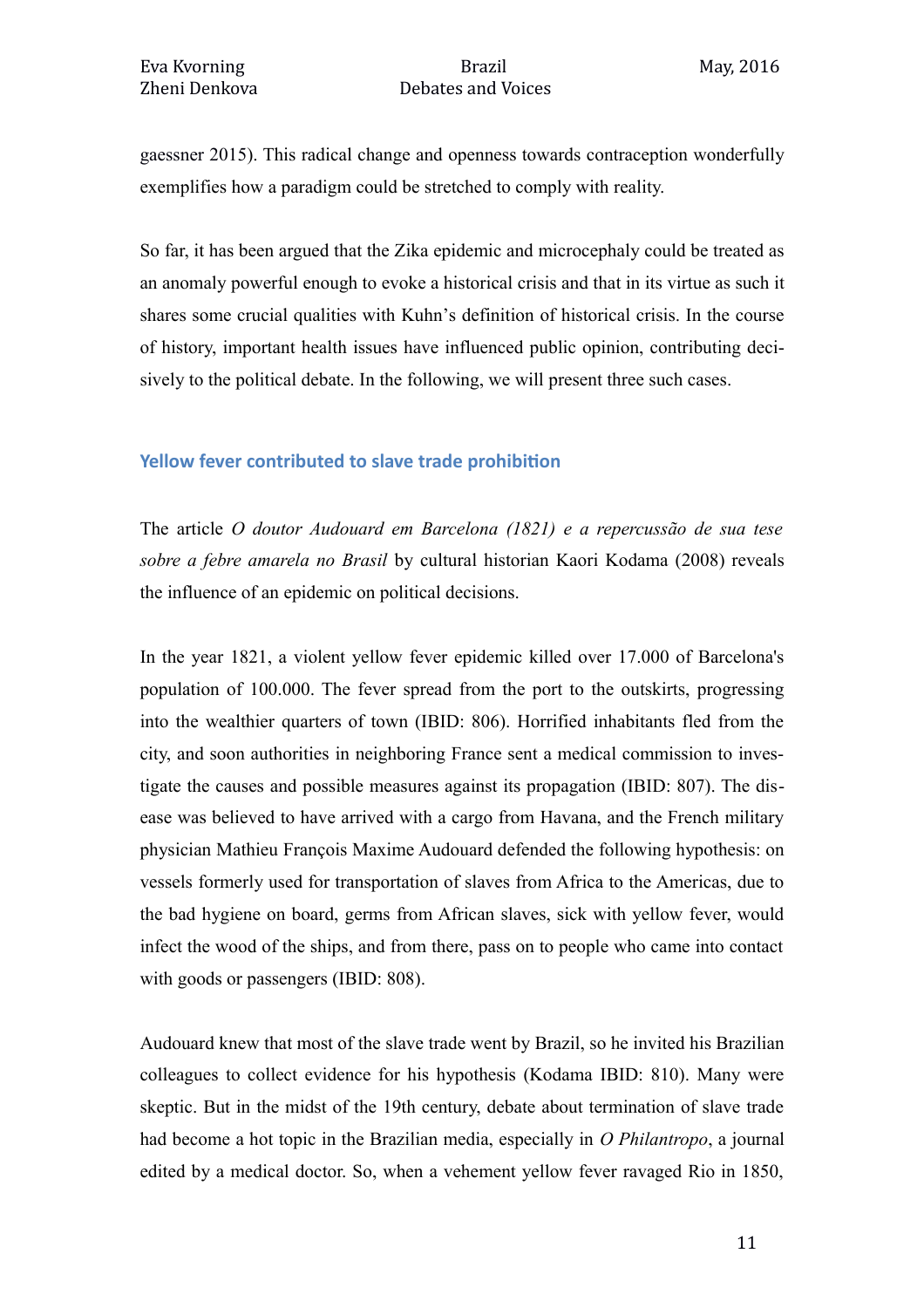gaessner 2015). This radical change and openness towards contraception wonderfully exemplifies how a paradigm could be stretched to comply with reality.

So far, it has been argued that the Zika epidemic and microcephaly could be treated as an anomaly powerful enough to evoke a historical crisis and that in its virtue as such it shares some crucial qualities with Kuhn's definition of historical crisis. In the course of history, important health issues have influenced public opinion, contributing decisively to the political debate. In the following, we will present three such cases.

## Yellow fever contributed to slave trade prohibition

The article *O doutor Audouard em Barcelona (1821) e a repercussão de sua tese sobre a febre amarela no Brasil* by cultural historian Kaori Kodama (2008) reveals the influence of an epidemic on political decisions.

In the year 1821, a violent yellow fever epidemic killed over 17.000 of Barcelona's population of 100.000. The fever spread from the port to the outskirts, progressing into the wealthier quarters of town (IBID: 806). Horrified inhabitants fled from the city, and soon authorities in neighboring France sent a medical commission to investigate the causes and possible measures against its propagation (IBID: 807). The disease was believed to have arrived with a cargo from Havana, and the French military physician Mathieu François Maxime Audouard defended the following hypothesis: on vessels formerly used for transportation of slaves from Africa to the Americas, due to the bad hygiene on board, germs from African slaves, sick with yellow fever, would infect the wood of the ships, and from there, pass on to people who came into contact with goods or passengers (IBID: 808).

Audouard knew that most of the slave trade went by Brazil, so he invited his Brazilian colleagues to collect evidence for his hypothesis (Kodama IBID: 810). Many were skeptic. But in the midst of the 19th century, debate about termination of slave trade had become a hot topic in the Brazilian media, especially in *O Philantropo*, a journal edited by a medical doctor. So, when a vehement yellow fever ravaged Rio in 1850,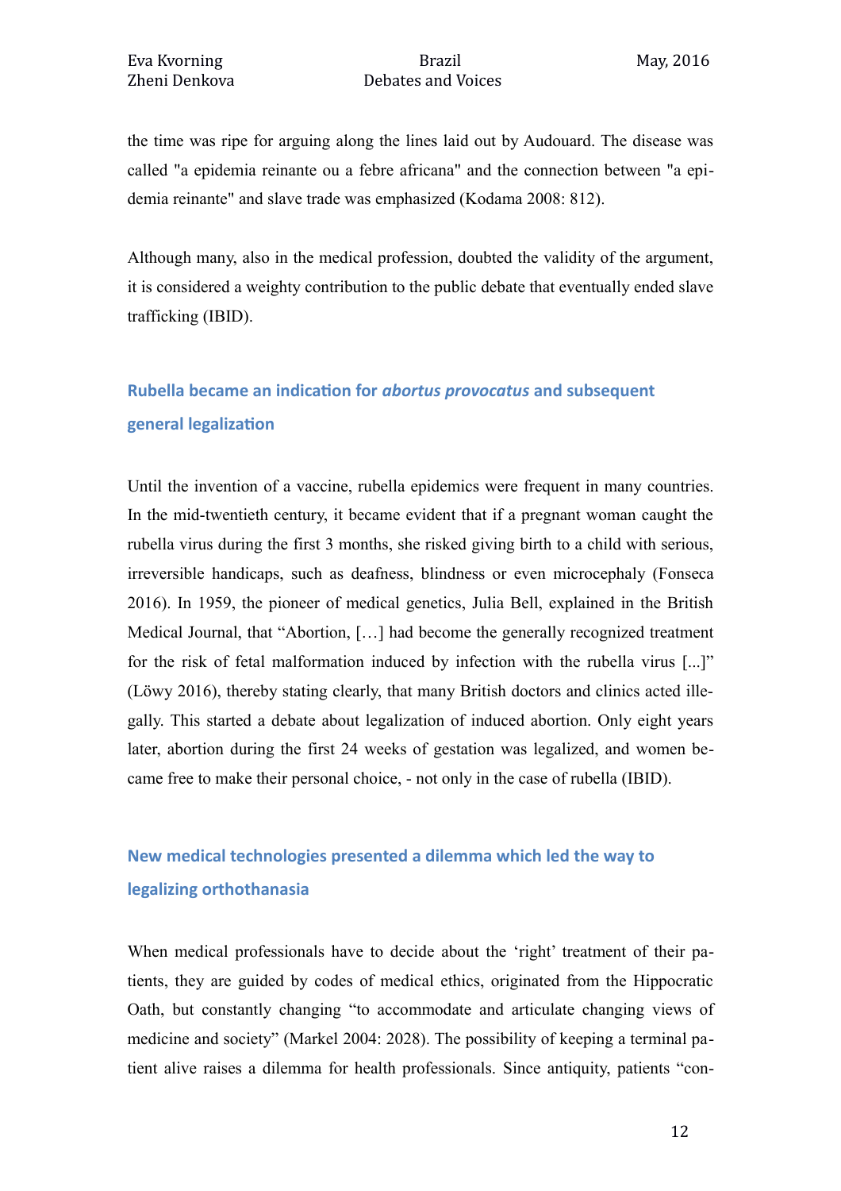the time was ripe for arguing along the lines laid out by Audouard. The disease was called "a epidemia reinante ou a febre africana" and the connection between "a epidemia reinante" and slave trade was emphasized (Kodama 2008: 812).

Although many, also in the medical profession, doubted the validity of the argument, it is considered a weighty contribution to the public debate that eventually ended slave trafficking (IBID).

## Rubella became an indication for *abortus provocatus* and subsequent general legalization

Until the invention of a vaccine, rubella epidemics were frequent in many countries. In the mid-twentieth century, it became evident that if a pregnant woman caught the rubella virus during the first 3 months, she risked giving birth to a child with serious, irreversible handicaps, such as deafness, blindness or even microcephaly (Fonseca 2016). In 1959, the pioneer of medical genetics, Julia Bell, explained in the British Medical Journal, that "Abortion, […] had become the generally recognized treatment for the risk of fetal malformation induced by infection with the rubella virus [...]" (Löwy 2016), thereby stating clearly, that many British doctors and clinics acted illegally. This started a debate about legalization of induced abortion. Only eight years later, abortion during the first 24 weeks of gestation was legalized, and women became free to make their personal choice, - not only in the case of rubella (IBID).

## New medical technologies presented a dilemma which led the way to legalizing orthothanasia

When medical professionals have to decide about the 'right' treatment of their patients, they are guided by codes of medical ethics, originated from the Hippocratic Oath, but constantly changing "to accommodate and articulate changing views of medicine and society" (Markel 2004: 2028). The possibility of keeping a terminal patient alive raises a dilemma for health professionals. Since antiquity, patients "con-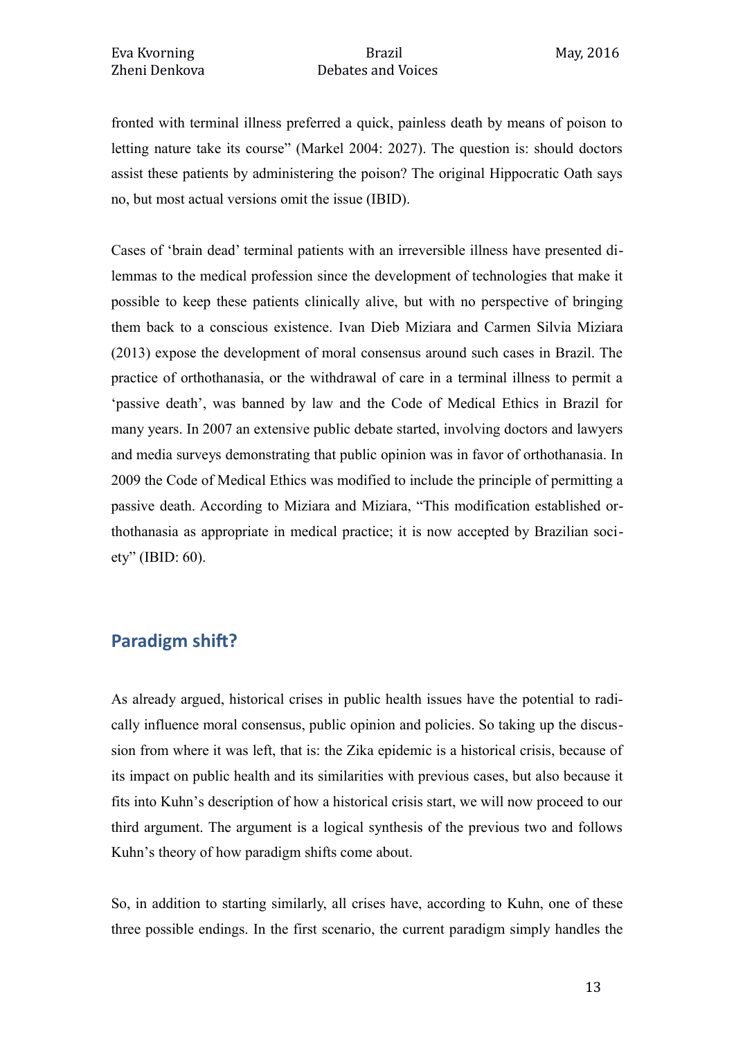fronted with terminal illness preferred a quick, painless death by means of poison to letting nature take its course" (Markel 2004: 2027). The question is: should doctors assist these patients by administering the poison? The original Hippocratic Oath says no, but most actual versions omit the issue (IBID).

Cases of 'brain dead' terminal patients with an irreversible illness have presented dilemmas to the medical profession since the development of technologies that make it possible to keep these patients clinically alive, but with no perspective of bringing them back to a conscious existence. Ivan Dieb Miziara and Carmen Silvia Miziara (2013) expose the development of moral consensus around such cases in Brazil. The practice of orthothanasia, or the withdrawal of care in a terminal illness to permit a 'passive death', was banned by law and the Code of Medical Ethics in Brazil for many years. In 2007 an extensive public debate started, involving doctors and lawyers and media surveys demonstrating that public opinion was in favor of orthothanasia. In 2009 the Code of Medical Ethics was modified to include the principle of permitting a passive death. According to Miziara and Miziara, "This modification established orthothanasia as appropriate in medical practice; it is now accepted by Brazilian society" (IBID: 60).

## Paradigm shift?

As already argued, historical crises in public health issues have the potential to radically influence moral consensus, public opinion and policies. So taking up the discussion from where it was left, that is: the Zika epidemic is a historical crisis, because of its impact on public health and its similarities with previous cases, but also because it fits into Kuhn's description of how a historical crisis start, we will now proceed to our third argument. The argument is a logical synthesis of the previous two and follows Kuhn's theory of how paradigm shifts come about.

So, in addition to starting similarly, all crises have, according to Kuhn, one of these three possible endings. In the first scenario, the current paradigm simply handles the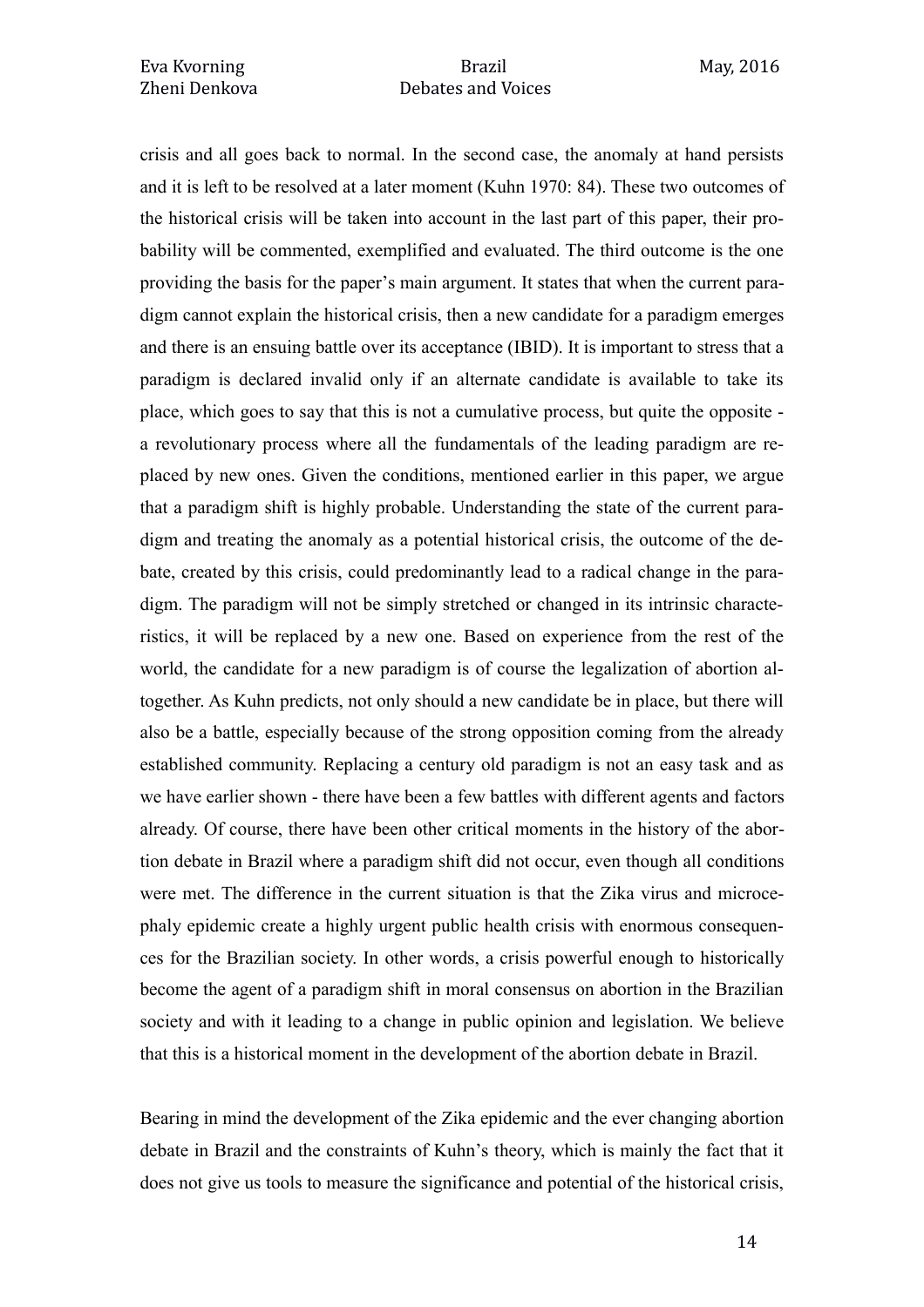crisis and all goes back to normal. In the second case, the anomaly at hand persists and it is left to be resolved at a later moment (Kuhn 1970: 84). These two outcomes of the historical crisis will be taken into account in the last part of this paper, their probability will be commented, exemplified and evaluated. The third outcome is the one providing the basis for the paper's main argument. It states that when the current paradigm cannot explain the historical crisis, then a new candidate for a paradigm emerges and there is an ensuing battle over its acceptance (IBID). It is important to stress that a paradigm is declared invalid only if an alternate candidate is available to take its place, which goes to say that this is not a cumulative process, but quite the opposite - a revolutionary process where all the fundamentals of the leading paradigm are replaced by new ones. Given the conditions, mentioned earlier in this paper, we argue that a paradigm shift is highly probable. Understanding the state of the current paradigm and treating the anomaly as a potential historical crisis, the outcome of the debate, created by this crisis, could predominantly lead to a radical change in the paradigm. The paradigm will not be simply stretched or changed in its intrinsic characteristics, it will be replaced by a new one. Based on experience from the rest of the world, the candidate for a new paradigm is of course the legalization of abortion altogether. As Kuhn predicts, not only should a new candidate be in place, but there will also be a battle, especially because of the strong opposition coming from the already established community. Replacing a century old paradigm is not an easy task and as we have earlier shown - there have been a few battles with different agents and factors already. Of course, there have been other critical moments in the history of the abortion debate in Brazil where a paradigm shift did not occur, even though all conditions were met. The difference in the current situation is that the Zika virus and microcephaly epidemic create a highly urgent public health crisis with enormous consequences for the Brazilian society. In other words, a crisis powerful enough to historically become the agent of a paradigm shift in moral consensus on abortion in the Brazilian society and with it leading to a change in public opinion and legislation. We believe that this is a historical moment in the development of the abortion debate in Brazil.

Bearing in mind the development of the Zika epidemic and the ever changing abortion debate in Brazil and the constraints of Kuhn's theory, which is mainly the fact that it does not give us tools to measure the significance and potential of the historical crisis,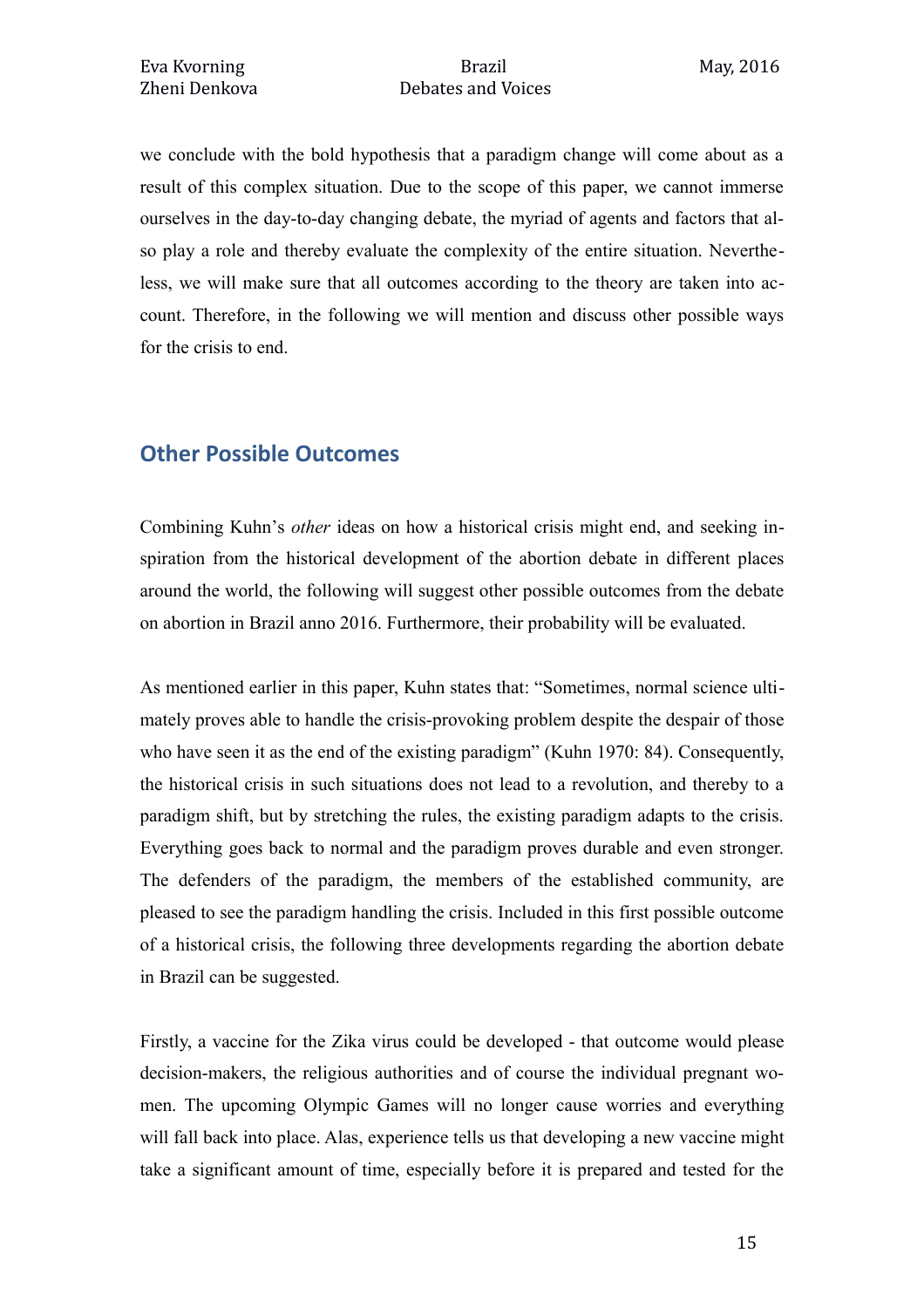we conclude with the bold hypothesis that a paradigm change will come about as a result of this complex situation. Due to the scope of this paper, we cannot immerse ourselves in the day-to-day changing debate, the myriad of agents and factors that also play a role and thereby evaluate the complexity of the entire situation. Nevertheless, we will make sure that all outcomes according to the theory are taken into account. Therefore, in the following we will mention and discuss other possible ways for the crisis to end.

## Other Possible Outcomes

Combining Kuhn's *other* ideas on how a historical crisis might end, and seeking inspiration from the historical development of the abortion debate in different places around the world, the following will suggest other possible outcomes from the debate on abortion in Brazil anno 2016. Furthermore, their probability will be evaluated.

As mentioned earlier in this paper, Kuhn states that: "Sometimes, normal science ultimately proves able to handle the crisis-provoking problem despite the despair of those who have seen it as the end of the existing paradigm" (Kuhn 1970: 84). Consequently, the historical crisis in such situations does not lead to a revolution, and thereby to a paradigm shift, but by stretching the rules, the existing paradigm adapts to the crisis. Everything goes back to normal and the paradigm proves durable and even stronger. The defenders of the paradigm, the members of the established community, are pleased to see the paradigm handling the crisis. Included in this first possible outcome of a historical crisis, the following three developments regarding the abortion debate in Brazil can be suggested.

Firstly, a vaccine for the Zika virus could be developed - that outcome would please decision-makers, the religious authorities and of course the individual pregnant women. The upcoming Olympic Games will no longer cause worries and everything will fall back into place. Alas, experience tells us that developing a new vaccine might take a significant amount of time, especially before it is prepared and tested for the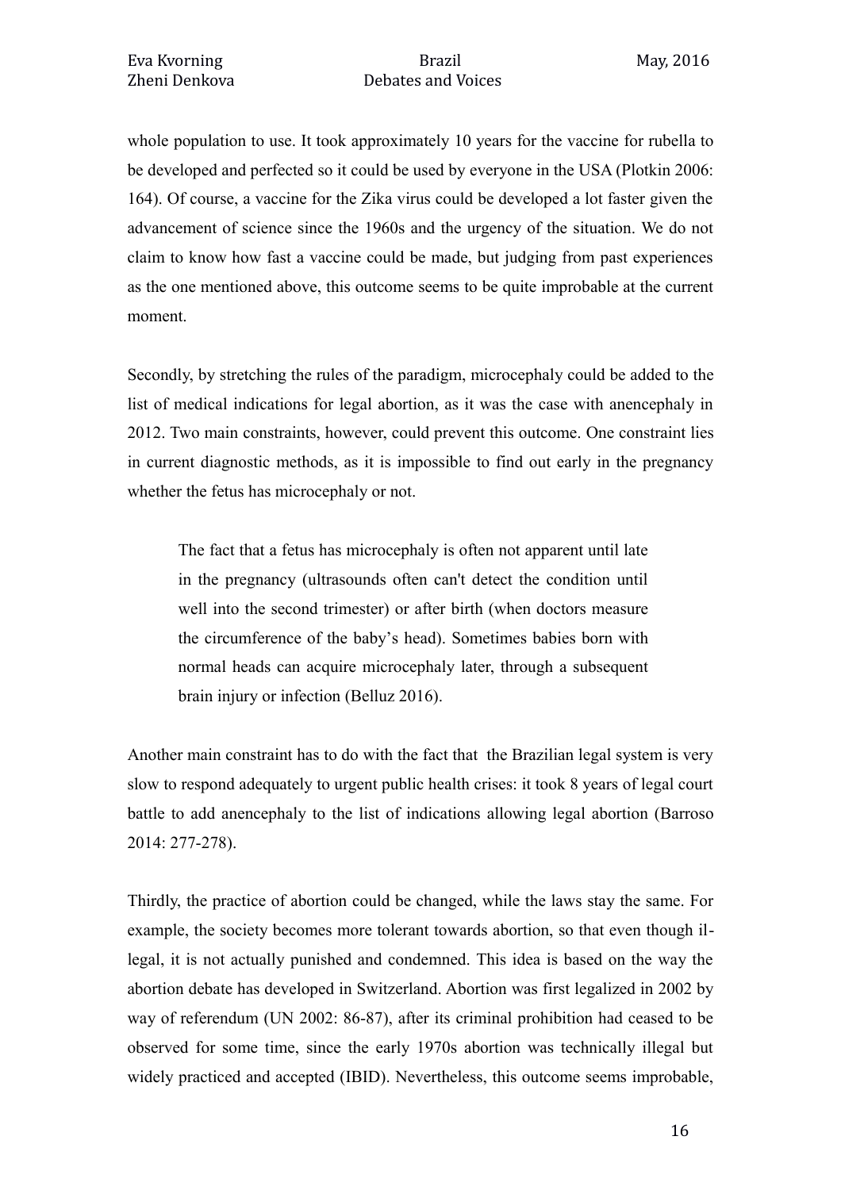whole population to use. It took approximately 10 years for the vaccine for rubella to be developed and perfected so it could be used by everyone in the USA (Plotkin 2006: 164). Of course, a vaccine for the Zika virus could be developed a lot faster given the advancement of science since the 1960s and the urgency of the situation. We do not claim to know how fast a vaccine could be made, but judging from past experiences as the one mentioned above, this outcome seems to be quite improbable at the current moment.

Secondly, by stretching the rules of the paradigm, microcephaly could be added to the list of medical indications for legal abortion, as it was the case with anencephaly in 2012. Two main constraints, however, could prevent this outcome. One constraint lies in current diagnostic methods, as it is impossible to find out early in the pregnancy whether the fetus has microcephaly or not.

> The fact that a fetus has microcephaly is often not apparent until late in the pregnancy (ultrasounds often can't detect the condition until well into the second trimester) or after birth (when doctors measure the circumference of the baby's head). Sometimes babies born with normal heads can acquire microcephaly later, through a subsequent brain injury or infection (Belluz 2016).

Another main constraint has to do with the fact that the Brazilian legal system is very slow to respond adequately to urgent public health crises: it took 8 years of legal court battle to add anencephaly to the list of indications allowing legal abortion (Barroso 2014: 277-278).

Thirdly, the practice of abortion could be changed, while the laws stay the same. For example, the society becomes more tolerant towards abortion, so that even though illegal, it is not actually punished and condemned. This idea is based on the way the abortion debate has developed in Switzerland. Abortion was first legalized in 2002 by way of referendum (UN 2002: 86-87), after its criminal prohibition had ceased to be observed for some time, since the early 1970s abortion was technically illegal but widely practiced and accepted (IBID). Nevertheless, this outcome seems improbable,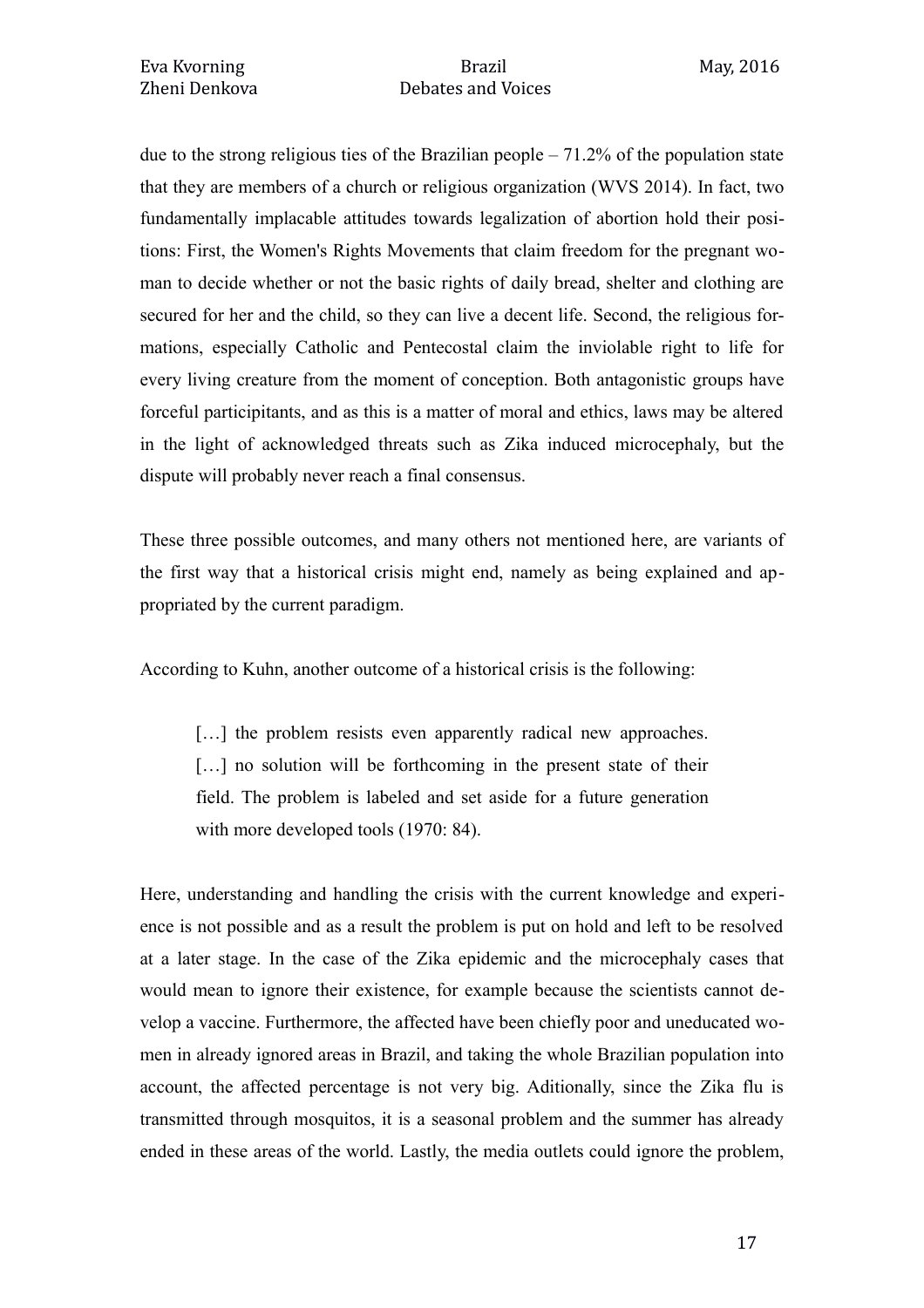due to the strong religious ties of the Brazilian people – 71.2% of the population state that they are members of a church or religious organization (WVS 2014). In fact, two fundamentally implacable attitudes towards legalization of abortion hold their positions: First, the Women's Rights Movements that claim freedom for the pregnant woman to decide whether or not the basic rights of daily bread, shelter and clothing are secured for her and the child, so they can live a decent life. Second, the religious formations, especially Catholic and Pentecostal claim the inviolable right to life for every living creature from the moment of conception. Both antagonistic groups have forceful particiipitants, and as this is a matter of moral and ethics, laws may be altered in the light of acknowledged threats such as Zika induced microcephaly, but the dispute will probably never reach a final consensus.

These three possible outcomes, and many others not mentioned here, are variants of the first way that a historical crisis might end, namely as being explained and appropriated by the current paradigm.

According to Kuhn, another outcome of a historical crisis is the following:

> […] the problem resists even apparently radical new approaches. […] no solution will be forthcoming in the present state of their field. The problem is labeled and set aside for a future generation with more developed tools (1970: 84).

Here, understanding and handling the crisis with the current knowledge and experience is not possible and as a result the problem is put on hold and left to be resolved at a later stage. In the case of the Zika epidemic and the microcephaly cases that would mean to ignore their existence, for example because the scientists cannot develop a vaccine. Furthermore, the affected have been chiefly poor and uneducated women in already ignored areas in Brazil, and taking the whole Brazilian population into account, the affected percentage is not very big. Aditionally, since the Zika flu is transmitted through mosquitos, it is a seasonal problem and the summer has already ended in these areas of the world. Lastly, the media outlets could ignore the problem,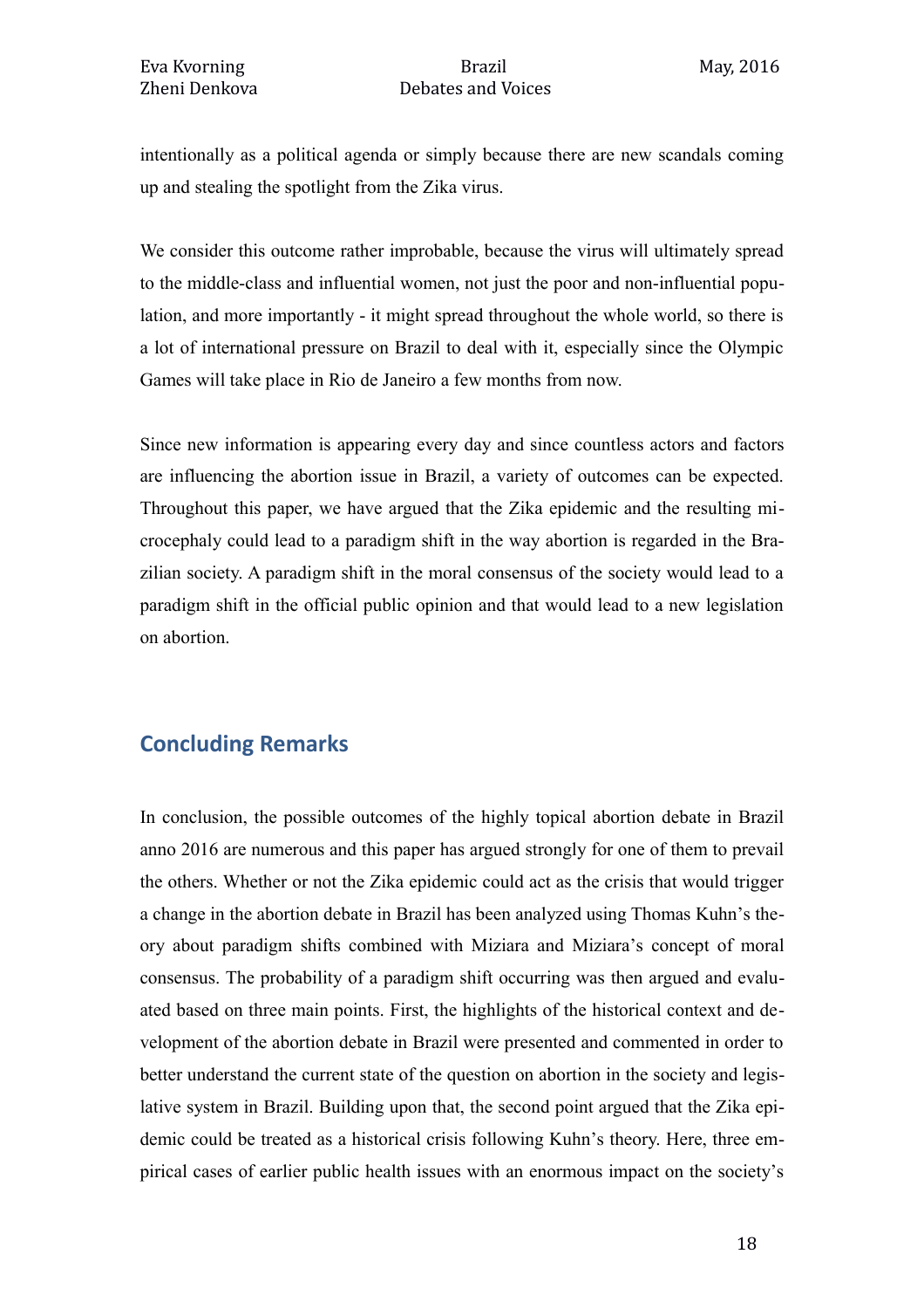intentionally as a political agenda or simply because there are new scandals coming up and stealing the spotlight from the Zika virus.

We consider this outcome rather improbable, because the virus will ultimately spread to the middle-class and influential women, not just the poor and non-influential population, and more importantly - it might spread throughout the whole world, so there is a lot of international pressure on Brazil to deal with it, especially since the Olympic Games will take place in Rio de Janeiro a few months from now.

Since new information is appearing every day and since countless actors and factors are influencing the abortion issue in Brazil, a variety of outcomes can be expected. Throughout this paper, we have argued that the Zika epidemic and the resulting microcephaly could lead to a paradigm shift in the way abortion is regarded in the Brazilian society. A paradigm shift in the moral consensus of the society would lead to a paradigm shift in the official public opinion and that would lead to a new legislation on abortion.

## Concluding Remarks

In conclusion, the possible outcomes of the highly topical abortion debate in Brazil anno 2016 are numerous and this paper has argued strongly for one of them to prevail the others. Whether or not the Zika epidemic could act as the crisis that would trigger a change in the abortion debate in Brazil has been analyzed using Thomas Kuhn's theory about paradigm shifts combined with Miziara and Miziara's concept of moral consensus. The probability of a paradigm shift occurring was then argued and evaluated based on three main points. First, the highlights of the historical context and development of the abortion debate in Brazil were presented and commented in order to better understand the current state of the question on abortion in the society and legislative system in Brazil. Building upon that, the second point argued that the Zika epidemic could be treated as a historical crisis following Kuhn's theory. Here, three empirical cases of earlier public health issues with an enormous impact on the society's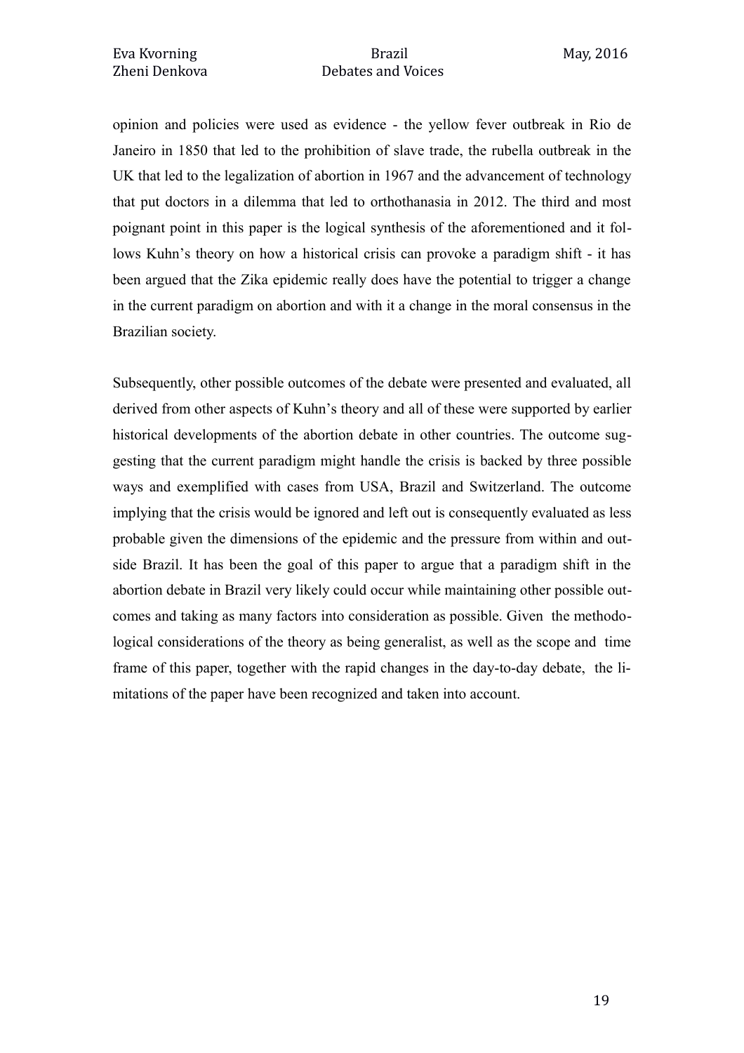opinion and policies were used as evidence - the yellow fever outbreak in Rio de Janeiro in 1850 that led to the prohibition of slave trade, the rubella outbreak in the UK that led to the legalization of abortion in 1967 and the advancement of technology that put doctors in a dilemma that led to orthothanasia in 2012. The third and most poignant point in this paper is the logical synthesis of the aforementioned and it follows Kuhn's theory on how a historical crisis can provoke a paradigm shift - it has been argued that the Zika epidemic really does have the potential to trigger a change in the current paradigm on abortion and with it a change in the moral consensus in the Brazilian society.

Subsequently, other possible outcomes of the debate were presented and evaluated, all derived from other aspects of Kuhn's theory and all of these were supported by earlier historical developments of the abortion debate in other countries. The outcome suggesting that the current paradigm might handle the crisis is backed by three possible ways and exemplified with cases from USA, Brazil and Switzerland. The outcome implying that the crisis would be ignored and left out is consequently evaluated as less probable given the dimensions of the epidemic and the pressure from within and outside Brazil. It has been the goal of this paper to argue that a paradigm shift in the abortion debate in Brazil very likely could occur while maintaining other possible outcomes and taking as many factors into consideration as possible. Given the methodological considerations of the theory as being generalist, as well as the scope and time frame of this paper, together with the rapid changes in the day-to-day debate, the limitations of the paper have been recognized and taken into account.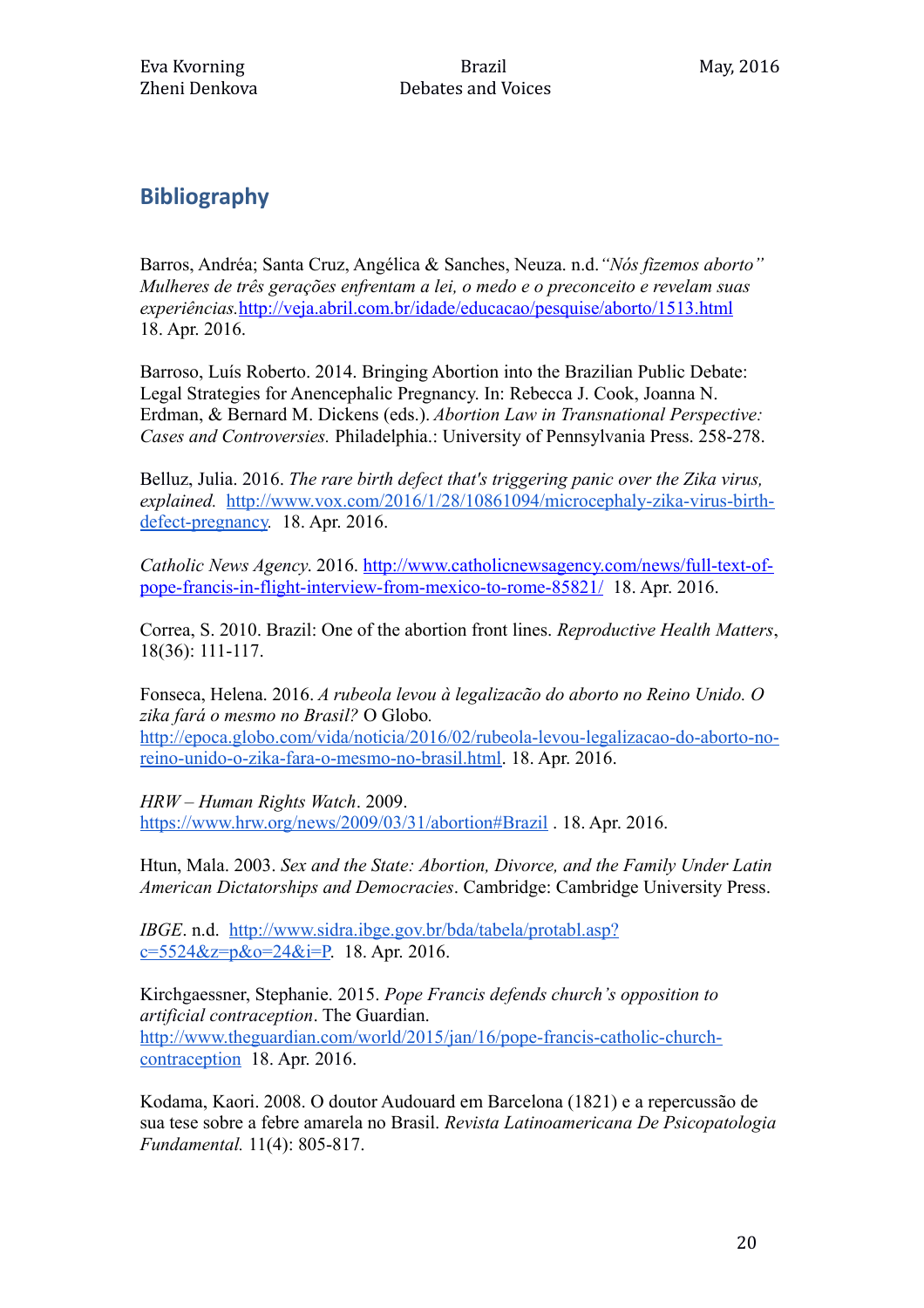## Bibliography

Barros, Andréa; Santa Cruz, Angélica & Sanches, Neuza. n.d. *"Nós fizemos aborto" Mulheres de três gerações enfrentam a lei, o medo e o preconceito e revelam suas experiências.* http://veja.abril.com.br/idade/educacao/pesquise/aborto/1513.html 18. Apr. 2016.

Barroso, Luís Roberto. 2014. Bringing Abortion into the Brazilian Public Debate: Legal Strategies for Anencephalic Pregnancy. In: Rebecca J. Cook, Joanna N. Erdman, & Bernard M. Dickens (eds.). *Abortion Law in Transnational Perspective: Cases and Controversies.* Philadelphia.: University of Pennsylvania Press. 258-278.

Belluz, Julia. 2016. *The rare birth defect that's triggering panic over the Zika virus, explained.* http://www.vox.com/2016/1/28/10861094/microcephaly-zika-virus-birth-defect-pregnancy. 18. Apr. 2016.

*Catholic News Agency*. 2016. http://www.catholicnewsagency.com/news/full-text-of-pope-francis-in-flight-interview-from-mexico-to-rome-85821/ 18. Apr. 2016.

Correa, S. 2010. Brazil: One of the abortion front lines. *Reproductive Health Matters*, 18(36): 111-117.

Fonseca, Helena. 2016. *A rubeola levou à legalizacão do aborto no Reino Unido. O zika fará o mesmo no Brasil?* O Globo. http://epoca.globo.com/vida/noticia/2016/02/rubeola-levou-legalizacao-do-aborto-no-reino-unido-o-zika-fara-o-mesmo-no-brasil.html. 18. Apr. 2016.

*HRW – Human Rights Watch*. 2009. https://www.hrw.org/news/2009/03/31/abortion#Brazil . 18. Apr. 2016.

Htun, Mala. 2003. *Sex and the State: Abortion, Divorce, and the Family Under Latin American Dictatorships and Democracies*. Cambridge: Cambridge University Press.

*IBGE*. n.d. http://www.sidra.ibge.gov.br/bda/tabela/protabl.asp?c=5524&z=p&o=24&i=P. 18. Apr. 2016.

Kirchgaessner, Stephanie. 2015. *Pope Francis defends church's opposition to artificial contraception*. The Guardian. http://www.theguardian.com/world/2015/jan/16/pope-francis-catholic-church-contraception 18. Apr. 2016.

Kodama, Kaori. 2008. O doutor Audouard em Barcelona (1821) e a repercussão de sua tese sobre a febre amarela no Brasil. *Revista Latinoamericana De Psicopatologia Fundamental.* 11(4): 805-817.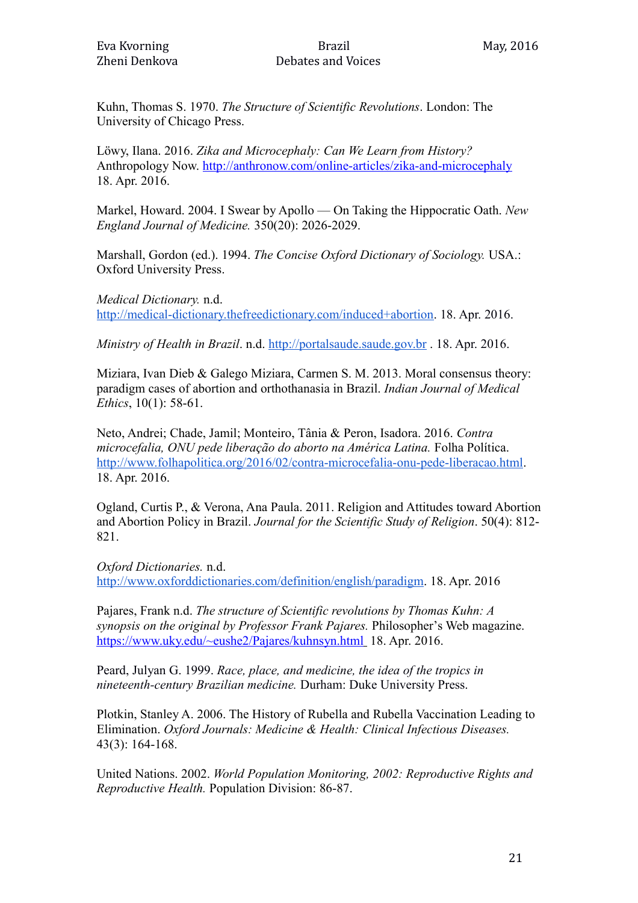Kuhn, Thomas S. 1970. *The Structure of Scientific Revolutions*. London: The University of Chicago Press.

Löwy, Ilana. 2016. *Zika and Microcephaly: Can We Learn from History?* Anthropology Now. http://anthronow.com/online-articles/zika-and-microcephaly 18. Apr. 2016.

Markel, Howard. 2004. I Swear by Apollo — On Taking the Hippocratic Oath. *New England Journal of Medicine.* 350(20): 2026-2029.

Marshall, Gordon (ed.). 1994. *The Concise Oxford Dictionary of Sociology.* USA.: Oxford University Press.

*Medical Dictionary.* n.d. http://medical-dictionary.thefreedictionary.com/induced+abortion. 18. Apr. 2016.

*Ministry of Health in Brazil*. n.d. http://portalsaude.saude.gov.br . 18. Apr. 2016.

Miziara, Ivan Dieb & Galego Miziara, Carmen S. M. 2013. Moral consensus theory: paradigm cases of abortion and orthothanasia in Brazil. *Indian Journal of Medical Ethics*, 10(1): 58-61.

Neto, Andrei; Chade, Jamil; Monteiro, Tânia & Peron, Isadora. 2016. *Contra microcefalia, ONU pede liberação do aborto na América Latina.* Folha Política. http://www.folhapolitica.org/2016/02/contra-microcefalia-onu-pede-liberacao.html. 18. Apr. 2016.

Ogland, Curtis P., & Verona, Ana Paula. 2011. Religion and Attitudes toward Abortion and Abortion Policy in Brazil. *Journal for the Scientific Study of Religion*. 50(4): 812-821.

*Oxford Dictionaries.* n.d. http://www.oxforddictionaries.com/definition/english/paradigm. 18. Apr. 2016

Pajares, Frank n.d. *The structure of Scientific revolutions by Thomas Kuhn: A synopsis on the original by Professor Frank Pajares.* Philosopher's Web magazine. https://www.uky.edu/~eushe2/Pajares/kuhnsyn.html 18. Apr. 2016.

Peard, Julyan G. 1999. *Race, place, and medicine, the idea of the tropics in nineteenth-century Brazilian medicine.* Durham: Duke University Press.

Plotkin, Stanley A. 2006. The History of Rubella and Rubella Vaccination Leading to Elimination. *Oxford Journals: Medicine & Health: Clinical Infectious Diseases.* 43(3): 164-168.

United Nations. 2002. *World Population Monitoring, 2002: Reproductive Rights and Reproductive Health.* Population Division: 86-87.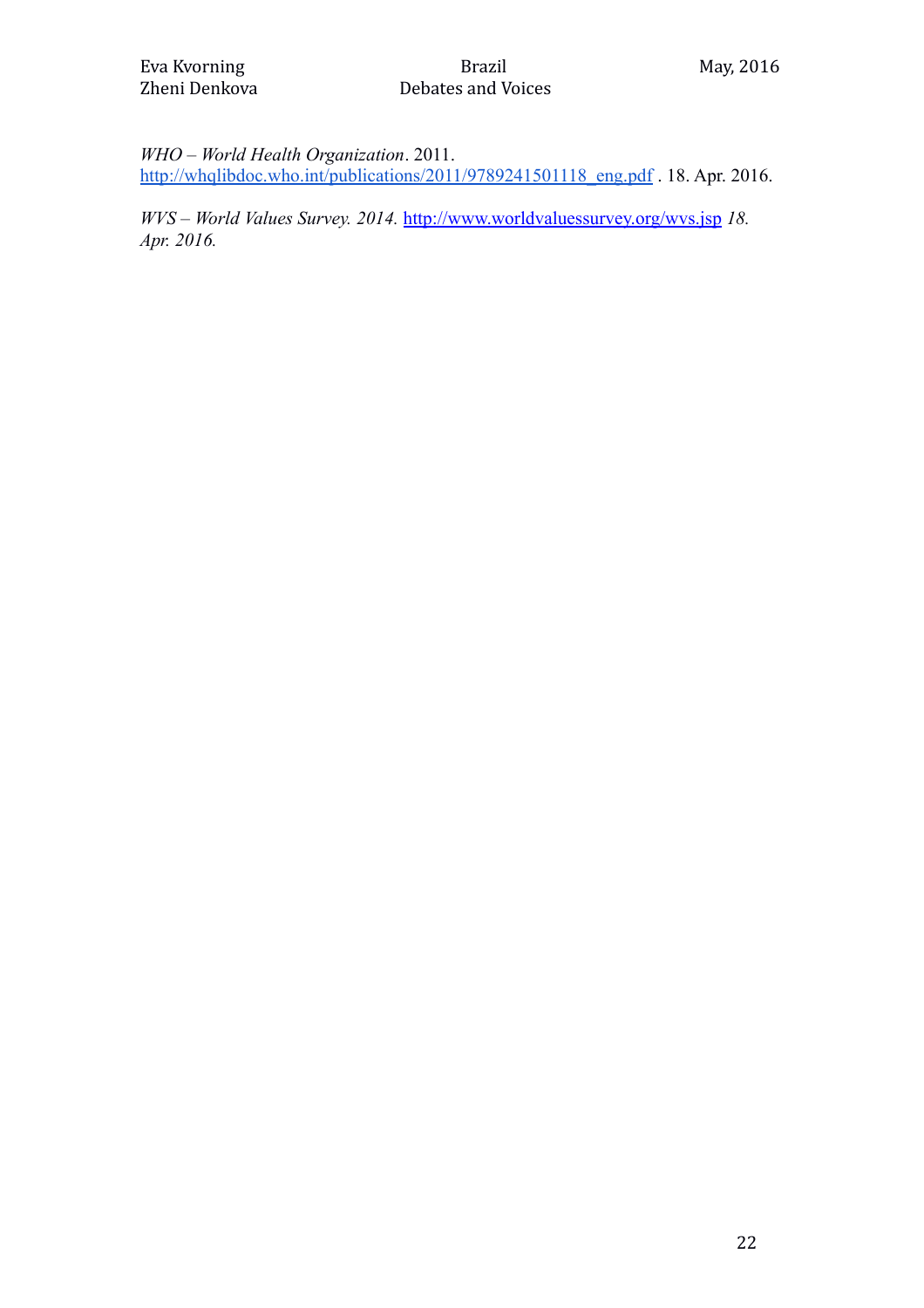*WHO – World Health Organization*. 2011. http://whqlibdoc.who.int/publications/2011/9789241501118_eng.pdf . 18. Apr. 2016.

*WVS – World Values Survey. 2014.* http://www.worldvaluessurvey.org/wvs.jsp *18. Apr. 2016.*